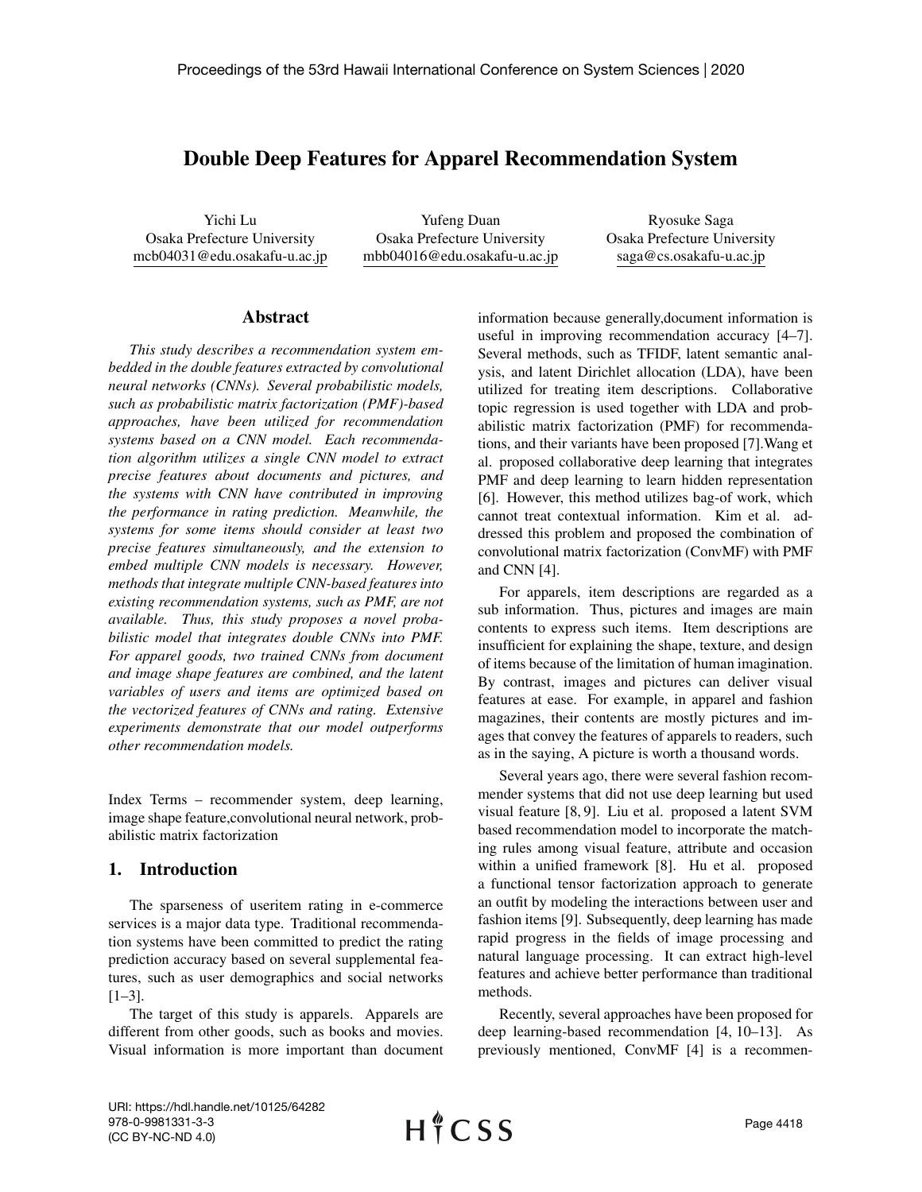# Double Deep Features for Apparel Recommendation System

Yichi Lu
Osaka Prefecture University
mcb04031@edu.osakafu-u.ac.jp

Yufeng Duan
Osaka Prefecture University
mbb04016@edu.osakafu-u.ac.jp

Ryosuke Saga
Osaka Prefecture University
saga@cs.osakafu-u.ac.jp

## Abstract

*This study describes a recommendation system embedded in the double features extracted by convolutional neural networks (CNNs). Several probabilistic models, such as probabilistic matrix factorization (PMF)-based approaches, have been utilized for recommendation systems based on a CNN model. Each recommendation algorithm utilizes a single CNN model to extract precise features about documents and pictures, and the systems with CNN have contributed in improving the performance in rating prediction. Meanwhile, the systems for some items should consider at least two precise features simultaneously, and the extension to embed multiple CNN models is necessary. However, methods that integrate multiple CNN-based features into existing recommendation systems, such as PMF, are not available. Thus, this study proposes a novel probabilistic model that integrates double CNNs into PMF. For apparel goods, two trained CNNs from document and image shape features are combined, and the latent variables of users and items are optimized based on the vectorized features of CNNs and rating. Extensive experiments demonstrate that our model outperforms other recommendation models.*

Index Terms – recommender system, deep learning, image shape feature,convolutional neural network, probabilistic matrix factorization

## 1. Introduction

The sparseness of useritem rating in e-commerce services is a major data type. Traditional recommendation systems have been committed to predict the rating prediction accuracy based on several supplemental features, such as user demographics and social networks [1–3].

The target of this study is apparels. Apparels are different from other goods, such as books and movies. Visual information is more important than document information because generally,document information is useful in improving recommendation accuracy [4–7]. Several methods, such as TFIDF, latent semantic analysis, and latent Dirichlet allocation (LDA), have been utilized for treating item descriptions. Collaborative topic regression is used together with LDA and probabilistic matrix factorization (PMF) for recommendations, and their variants have been proposed [7].Wang et al. proposed collaborative deep learning that integrates PMF and deep learning to learn hidden representation [6]. However, this method utilizes bag-of work, which cannot treat contextual information. Kim et al. addressed this problem and proposed the combination of convolutional matrix factorization (ConvMF) with PMF and CNN [4].

For apparels, item descriptions are regarded as a sub information. Thus, pictures and images are main contents to express such items. Item descriptions are insufficient for explaining the shape, texture, and design of items because of the limitation of human imagination. By contrast, images and pictures can deliver visual features at ease. For example, in apparel and fashion magazines, their contents are mostly pictures and images that convey the features of apparels to readers, such as in the saying, A picture is worth a thousand words.

Several years ago, there were several fashion recommender systems that did not use deep learning but used visual feature [8, 9]. Liu et al. proposed a latent SVM based recommendation model to incorporate the matching rules among visual feature, attribute and occasion within a unified framework [8]. Hu et al. proposed a functional tensor factorization approach to generate an outfit by modeling the interactions between user and fashion items [9]. Subsequently, deep learning has made rapid progress in the fields of image processing and natural language processing. It can extract high-level features and achieve better performance than traditional methods.

Recently, several approaches have been proposed for deep learning-based recommendation [4, 10–13]. As previously mentioned, ConvMF [4] is a recommen-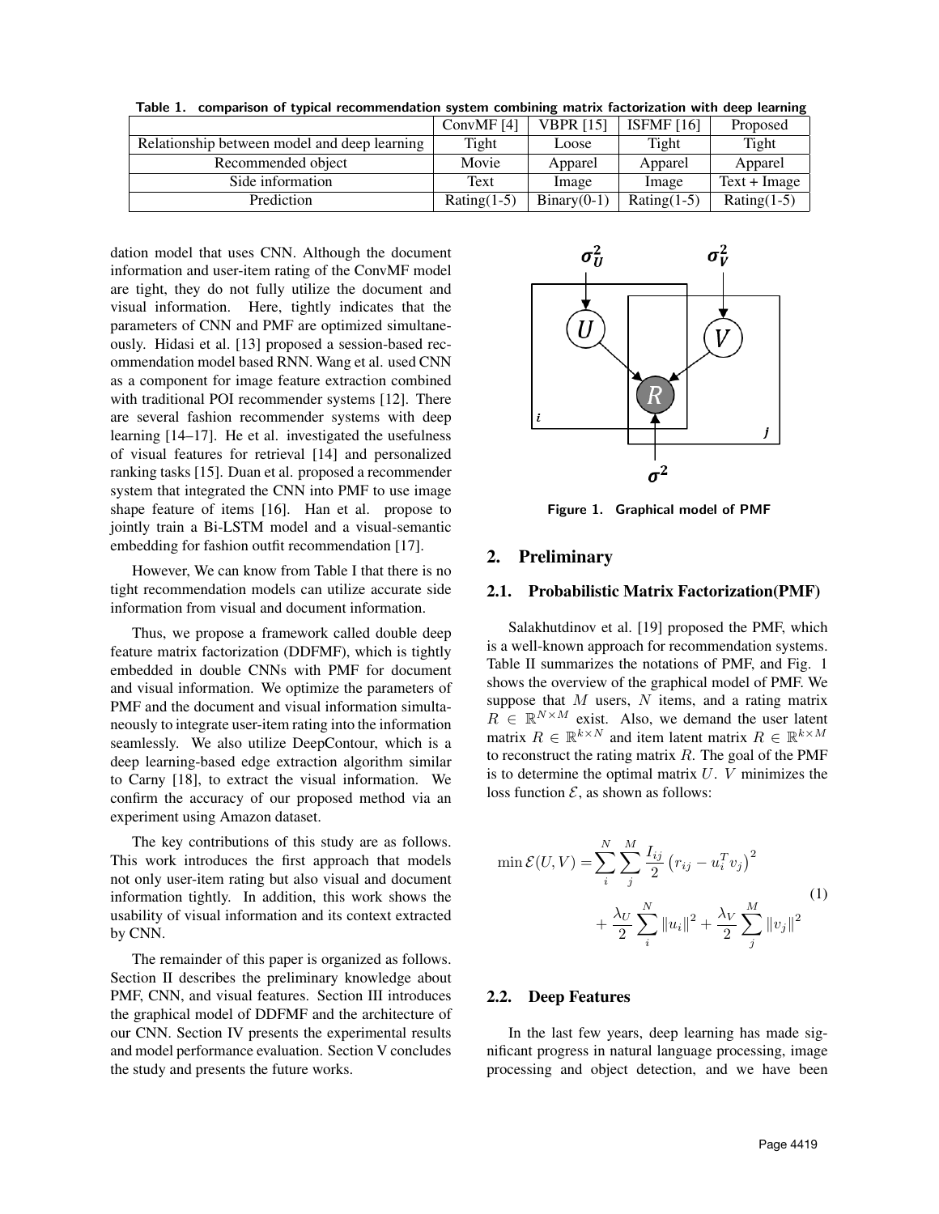Table 1. comparison of typical recommendation system combining matrix factorization with deep learning

| | ConvMF [4] | VBPR [15] | ISFMF [16] | Proposed |
|---|---|---|---|---|
| Relationship between model and deep learning | Tight | Loose | Tight | Tight |
| Recommended object | Movie | Apparel | Apparel | Apparel |
| Side information | Text | Image | Image | Text + Image |
| Prediction | Rating(1-5) | Binary(0-1) | Rating(1-5) | Rating(1-5) |

dation model that uses CNN. Although the document information and user-item rating of the ConvMF model are tight, they do not fully utilize the document and visual information. Here, tightly indicates that the parameters of CNN and PMF are optimized simultaneously. Hidasi et al. [13] proposed a session-based recommendation model based RNN. Wang et al. used CNN as a component for image feature extraction combined with traditional POI recommender systems [12]. There are several fashion recommender systems with deep learning [14–17]. He et al. investigated the usefulness of visual features for retrieval [14] and personalized ranking tasks [15]. Duan et al. proposed a recommender system that integrated the CNN into PMF to use image shape feature of items [16]. Han et al. propose to jointly train a Bi-LSTM model and a visual-semantic embedding for fashion outfit recommendation [17].

However, We can know from Table I that there is no tight recommendation models can utilize accurate side information from visual and document information.

Thus, we propose a framework called double deep feature matrix factorization (DDFMF), which is tightly embedded in double CNNs with PMF for document and visual information. We optimize the parameters of PMF and the document and visual information simultaneously to integrate user-item rating into the information seamlessly. We also utilize DeepContour, which is a deep learning-based edge extraction algorithm similar to Carny [18], to extract the visual information. We confirm the accuracy of our proposed method via an experiment using Amazon dataset.

The key contributions of this study are as follows. This work introduces the first approach that models not only user-item rating but also visual and document information tightly. In addition, this work shows the usability of visual information and its context extracted by CNN.

The remainder of this paper is organized as follows. Section II describes the preliminary knowledge about PMF, CNN, and visual features. Section III introduces the graphical model of DDFMF and the architecture of our CNN. Section IV presents the experimental results and model performance evaluation. Section V concludes the study and presents the future works.

Figure 1. Graphical model of PMF

## 2. Preliminary

### 2.1. Probabilistic Matrix Factorization(PMF)

Salakhutdinov et al. [19] proposed the PMF, which is a well-known approach for recommendation systems. Table II summarizes the notations of PMF, and Fig. 1 shows the overview of the graphical model of PMF. We suppose that $M$ users, $N$ items, and a rating matrix $R \in \mathbb{R}^{N \times M}$ exist. Also, we demand the user latent matrix $R \in \mathbb{R}^{k \times N}$ and item latent matrix $R \in \mathbb{R}^{k \times M}$ to reconstruct the rating matrix $R$. The goal of the PMF is to determine the optimal matrix $U$. $V$ minimizes the loss function $\mathcal{E}$, as shown as follows:

$$
\begin{aligned}
\min \mathcal{E}(U,V) = & \sum_{i}^{N} \sum_{j}^{M} \frac{I_{ij}}{2} \left( r_{ij} - u_i^T v_j \right)^2 \\
& + \frac{\lambda_U}{2} \sum_{i}^{N} \|u_i\|^2 + \frac{\lambda_V}{2} \sum_{j}^{M} \|v_j\|^2
\end{aligned}
\tag{1}
$$

### 2.2. Deep Features

In the last few years, deep learning has made significant progress in natural language processing, image processing and object detection, and we have been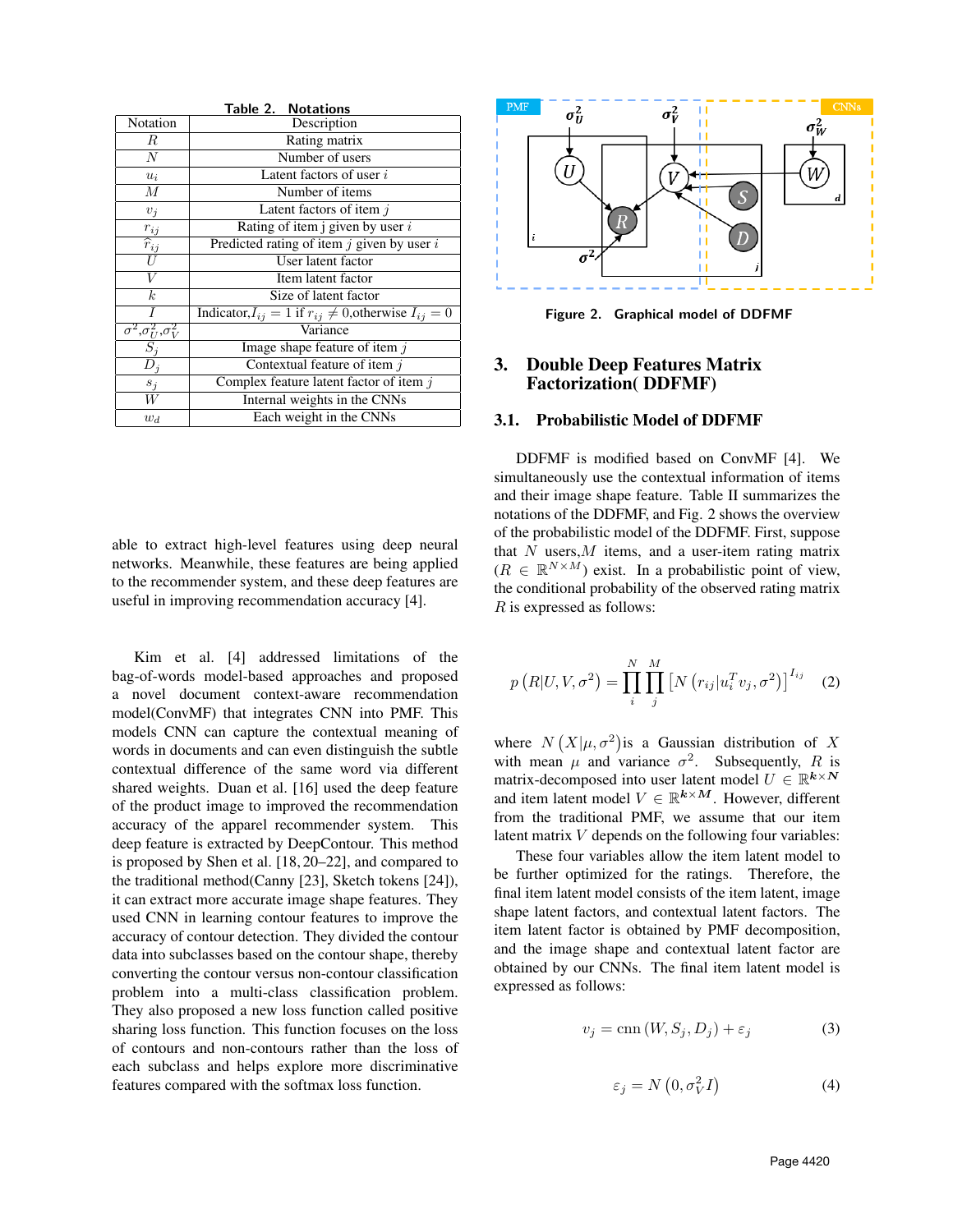Table 2. Notations

| Notation | Description |
|---|---|
| $R$ | Rating matrix |
| $N$ | Number of users |
| $u_i$ | Latent factors of user $i$ |
| $M$ | Number of items |
| $v_j$ | Latent factors of item $j$ |
| $r_{ij}$ | Rating of item j given by user $i$ |
| $\widehat{r}_{ij}$ | Predicted rating of item $j$ given by user $i$ |
| $U$ | User latent factor |
| $V$ | Item latent factor |
| $k$ | Size of latent factor |
| $I$ | Indicator,$I_{ij} = 1$ if $r_{ij} \neq 0$,otherwise $I_{ij} = 0$ |
| $\sigma^2$,$\sigma_U^2$,$\sigma_V^2$ | Variance |
| $S_j$ | Image shape feature of item $j$ |
| $D_j$ | Contextual feature of item $j$ |
| $s_j$ | Complex feature latent factor of item $j$ |
| $W$ | Internal weights in the CNNs |
| $w_d$ | Each weight in the CNNs |

able to extract high-level features using deep neural networks. Meanwhile, these features are being applied to the recommender system, and these deep features are useful in improving recommendation accuracy [4].

Kim et al. [4] addressed limitations of the bag-of-words model-based approaches and proposed a novel document context-aware recommendation model(ConvMF) that integrates CNN into PMF. This models CNN can capture the contextual meaning of words in documents and can even distinguish the subtle contextual difference of the same word via different shared weights. Duan et al. [16] used the deep feature of the product image to improved the recommendation accuracy of the apparel recommender system. This deep feature is extracted by DeepContour. This method is proposed by Shen et al. [18, 20–22], and compared to the traditional method(Canny [23], Sketch tokens [24]), it can extract more accurate image shape features. They used CNN in learning contour features to improve the accuracy of contour detection. They divided the contour data into subclasses based on the contour shape, thereby converting the contour versus non-contour classification problem into a multi-class classification problem. They also proposed a new loss function called positive sharing loss function. This function focuses on the loss of contours and non-contours rather than the loss of each subclass and helps explore more discriminative features compared with the softmax loss function.

Figure 2. Graphical model of DDFMF

## 3. Double Deep Features Matrix Factorization( DDFMF)

### 3.1. Probabilistic Model of DDFMF

DDFMF is modified based on ConvMF [4]. We simultaneously use the contextual information of items and their image shape feature. Table II summarizes the notations of the DDFMF, and Fig. 2 shows the overview of the probabilistic model of the DDFMF. First, suppose that $N$ users,$M$ items, and a user-item rating matrix ($R \in \mathbb{R}^{N \times M}$) exist. In a probabilistic point of view, the conditional probability of the observed rating matrix $R$ is expressed as follows:

$$p\left(R|U, V, \sigma^2\right) = \prod_i^N \prod_j^M \left[N\left(r_{ij}|u_i^T v_j, \sigma^2\right)\right]^{I_{ij}} \quad (2)$$

where $N\left(X|\mu, \sigma^2\right)$is a Gaussian distribution of $X$ with mean $\mu$ and variance $\sigma^2$. Subsequently, $R$ is matrix-decomposed into user latent model $U \in \mathbb{R}^{\boldsymbol{k} \times \boldsymbol{N}}$ and item latent model $V \in \mathbb{R}^{\boldsymbol{k} \times \boldsymbol{M}}$. However, different from the traditional PMF, we assume that our item latent matrix $V$ depends on the following four variables:

These four variables allow the item latent model to be further optimized for the ratings. Therefore, the final item latent model consists of the item latent, image shape latent factors, and contextual latent factors. The item latent factor is obtained by PMF decomposition, and the image shape and contextual latent factor are obtained by our CNNs. The final item latent model is expressed as follows:

$$v_j = \text{cnn}\left(W, S_j, D_j\right) + \varepsilon_j \quad (3)$$

$$\varepsilon_j = N\left(0, \sigma_V^2 I\right) \quad (4)$$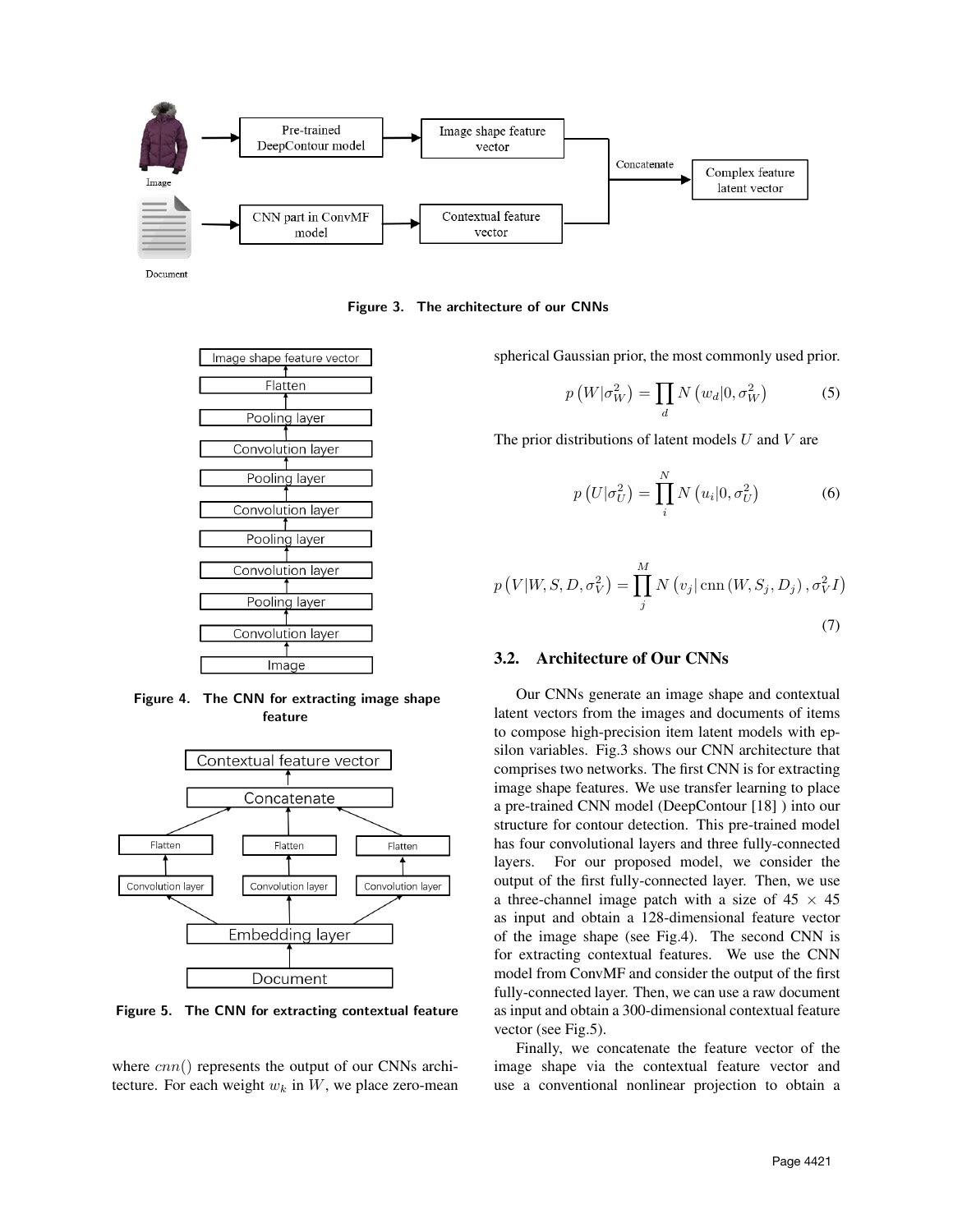Figure 3. The architecture of our CNNs

Figure 4. The CNN for extracting image shape feature

Figure 5. The CNN for extracting contextual feature

where $cnn()$ represents the output of our CNNs architecture. For each weight $w_k$ in $W$, we place zero-mean spherical Gaussian prior, the most commonly used prior.

$$p\left(W|\sigma_W^2\right) = \prod_d N\left(w_d|0, \sigma_W^2\right) \tag{5}$$

The prior distributions of latent models $U$ and $V$ are

$$p\left(U|\sigma_U^2\right) = \prod_i^N N\left(u_i|0, \sigma_U^2\right) \tag{6}$$

$$p\left(V|W, S, D, \sigma_V^2\right) = \prod_j^M N\left(v_j|\,\mathrm{cnn}\left(W, S_j, D_j\right), \sigma_V^2 I\right) \tag{7}$$

### 3.2. Architecture of Our CNNs

Our CNNs generate an image shape and contextual latent vectors from the images and documents of items to compose high-precision item latent models with epsilon variables. Fig.3 shows our CNN architecture that comprises two networks. The first CNN is for extracting image shape features. We use transfer learning to place a pre-trained CNN model (DeepContour [18] ) into our structure for contour detection. This pre-trained model has four convolutional layers and three fully-connected layers. For our proposed model, we consider the output of the first fully-connected layer. Then, we use a three-channel image patch with a size of $45 \times 45$ as input and obtain a 128-dimensional feature vector of the image shape (see Fig.4). The second CNN is for extracting contextual features. We use the CNN model from ConvMF and consider the output of the first fully-connected layer. Then, we can use a raw document as input and obtain a 300-dimensional contextual feature vector (see Fig.5).

Finally, we concatenate the feature vector of the image shape via the contextual feature vector and use a conventional nonlinear projection to obtain a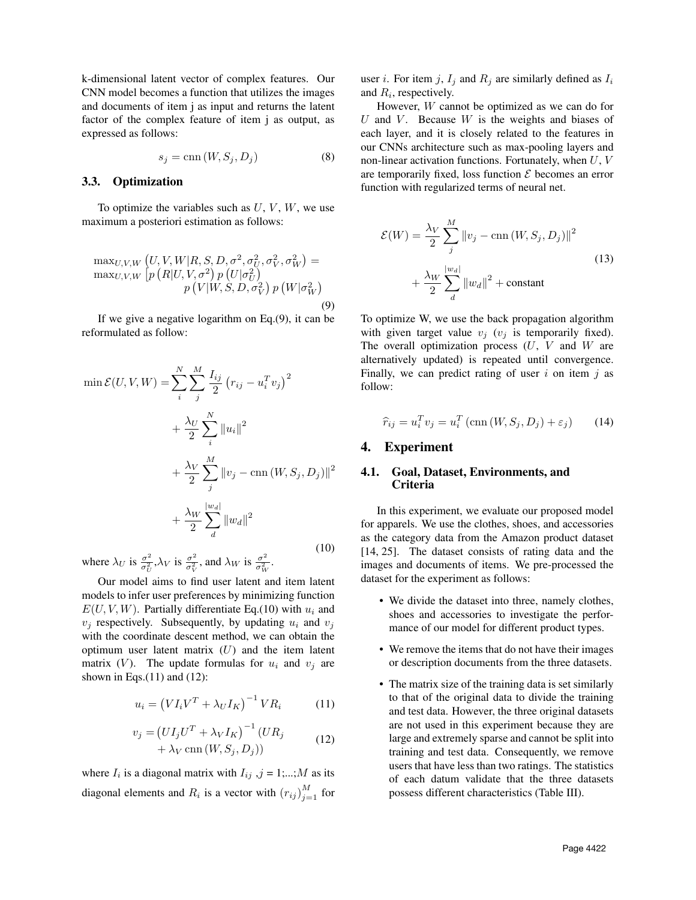k-dimensional latent vector of complex features. Our CNN model becomes a function that utilizes the images and documents of item j as input and returns the latent factor of the complex feature of item j as output, as expressed as follows:

$$s_j = \text{cnn}\left(W, S_j, D_j\right) \tag{8}$$

### 3.3. Optimization

To optimize the variables such as $U$, $V$, $W$, we use maximum a posteriori estimation as follows:

$$\begin{aligned}
&\max_{U,V,W}\left(U, V, W | R, S, D, \sigma^2, \sigma_U^2, \sigma_V^2, \sigma_W^2\right) = \\
&\max_{U,V,W}\left[p\left(R | U, V, \sigma^2\right) p\left(U | \sigma_U^2\right)\right. \\
&\qquad\qquad p\left(V | W, S, D, \sigma_V^2\right) p\left(W | \sigma_W^2\right)
\end{aligned} \tag{9}$$

If we give a negative logarithm on Eq.(9), it can be reformulated as follow:

$$\begin{aligned}
\min \mathcal{E}(U, V, W) = &\sum_i^N \sum_j^M \frac{I_{ij}}{2}\left(r_{ij} - u_i^T v_j\right)^2 \\
&+ \frac{\lambda_U}{2} \sum_i^N \left\|u_i\right\|^2 \\
&+ \frac{\lambda_V}{2} \sum_j^M \left\|v_j - \text{cnn}\left(W, S_j, D_j\right)\right\|^2 \\
&+ \frac{\lambda_W}{2} \sum_d^{|w_d|} \left\|w_d\right\|^2
\end{aligned} \tag{10}$$

where $\lambda_U$ is $\frac{\sigma^2}{\sigma_U^2}$, $\lambda_V$ is $\frac{\sigma^2}{\sigma_V^2}$, and $\lambda_W$ is $\frac{\sigma^2}{\sigma_W^2}$.

Our model aims to find user latent and item latent models to infer user preferences by minimizing function $E(U, V, W)$. Partially differentiate Eq.(10) with $u_i$ and $v_j$ respectively. Subsequently, by updating $u_i$ and $v_j$ with the coordinate descent method, we can obtain the optimum user latent matrix ($U$) and the item latent matrix ($V$). The update formulas for $u_i$ and $v_j$ are shown in Eqs.(11) and (12):

$$u_i = \left(V I_i V^T + \lambda_U I_K\right)^{-1} V R_i \tag{11}$$

$$\begin{aligned}
v_j = &\left(U I_j U^T + \lambda_V I_K\right)^{-1} \left(U R_j \right.\\
&\left. + \lambda_V \,\text{cnn}\left(W, S_j, D_j\right)\right)
\end{aligned} \tag{12}$$

where $I_i$ is a diagonal matrix with $I_{ij}$ ,$j$ = 1;...;$M$ as its diagonal elements and $R_i$ is a vector with $\left(r_{ij}\right)_{j=1}^M$ for user $i$. For item $j$, $I_j$ and $R_j$ are similarly defined as $I_i$ and $R_i$, respectively.

However, $W$ cannot be optimized as we can do for $U$ and $V$. Because $W$ is the weights and biases of each layer, and it is closely related to the features in our CNNs architecture such as max-pooling layers and non-linear activation functions. Fortunately, when $U$, $V$ are temporarily fixed, loss function $\mathcal{E}$ becomes an error function with regularized terms of neural net.

$$\begin{aligned}
\mathcal{E}(W) = &\frac{\lambda_V}{2} \sum_j^M \left\|v_j - \text{cnn}\left(W, S_j, D_j\right)\right\|^2 \\
&+ \frac{\lambda_W}{2} \sum_d^{|w_d|} \left\|w_d\right\|^2 + \text{constant}
\end{aligned} \tag{13}$$

To optimize W, we use the back propagation algorithm with given target value $v_j$ ($v_j$ is temporarily fixed). The overall optimization process ($U$, $V$ and $W$ are alternatively updated) is repeated until convergence. Finally, we can predict rating of user $i$ on item $j$ as follow:

$$\widehat{r}_{ij} = u_i^T v_j = u_i^T \left(\text{cnn}\left(W, S_j, D_j\right) + \varepsilon_j\right) \tag{14}$$

## 4. Experiment

### 4.1. Goal, Dataset, Environments, and Criteria

In this experiment, we evaluate our proposed model for apparels. We use the clothes, shoes, and accessories as the category data from the Amazon product dataset [14, 25]. The dataset consists of rating data and the images and documents of items. We pre-processed the dataset for the experiment as follows:

- We divide the dataset into three, namely clothes, shoes and accessories to investigate the performance of our model for different product types.
- We remove the items that do not have their images or description documents from the three datasets.
- The matrix size of the training data is set similarly to that of the original data to divide the training and test data. However, the three original datasets are not used in this experiment because they are large and extremely sparse and cannot be split into training and test data. Consequently, we remove users that have less than two ratings. The statistics of each datum validate that the three datasets possess different characteristics (Table III).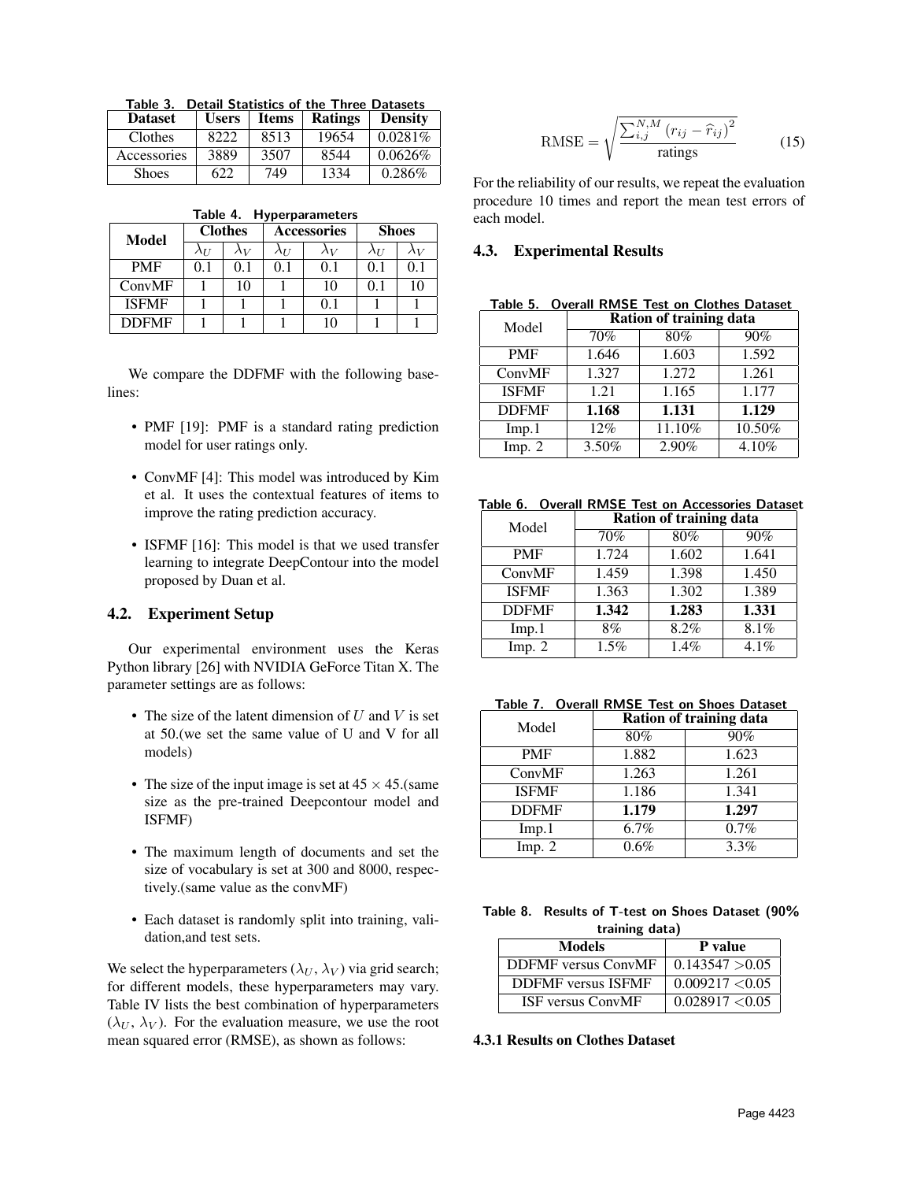Table 3. Detail Statistics of the Three Datasets

| Dataset | Users | Items | Ratings | Density |
|---|---|---|---|---|
| Clothes | 8222 | 8513 | 19654 | 0.0281% |
| Accessories | 3889 | 3507 | 8544 | 0.0626% |
| Shoes | 622 | 749 | 1334 | 0.286% |

Table 4. Hyperparameters

| Model | Clothes | | Accessories | | Shoes | |
|---|---|---|---|---|---|---|
| | $\lambda_U$ | $\lambda_V$ | $\lambda_U$ | $\lambda_V$ | $\lambda_U$ | $\lambda_V$ |
| PMF | 0.1 | 0.1 | 0.1 | 0.1 | 0.1 | 0.1 |
| ConvMF | 1 | 10 | 1 | 10 | 0.1 | 10 |
| ISFMF | 1 | 1 | 1 | 0.1 | 1 | 1 |
| DDFMF | 1 | 1 | 1 | 10 | 1 | 1 |

We compare the DDFMF with the following baselines:

- PMF [19]: PMF is a standard rating prediction model for user ratings only.
- ConvMF [4]: This model was introduced by Kim et al. It uses the contextual features of items to improve the rating prediction accuracy.
- ISFMF [16]: This model is that we used transfer learning to integrate DeepContour into the model proposed by Duan et al.

## 4.2. Experiment Setup

Our experimental environment uses the Keras Python library [26] with NVIDIA GeForce Titan X. The parameter settings are as follows:

- The size of the latent dimension of $U$ and $V$ is set at 50.(we set the same value of U and V for all models)
- The size of the input image is set at $45 \times 45$.(same size as the pre-trained Deepcontour model and ISFMF)
- The maximum length of documents and set the size of vocabulary is set at 300 and 8000, respectively.(same value as the convMF)
- Each dataset is randomly split into training, validation,and test sets.

We select the hyperparameters ($\lambda_U$, $\lambda_V$) via grid search; for different models, these hyperparameters may vary. Table IV lists the best combination of hyperparameters ($\lambda_U$, $\lambda_V$). For the evaluation measure, we use the root mean squared error (RMSE), as shown as follows:

$$\text{RMSE} = \sqrt{\frac{\sum_{i,j}^{N,M}\left(r_{ij} - \widehat{r}_{ij}\right)^2}{\text{ratings}}} \tag{15}$$

For the reliability of our results, we repeat the evaluation procedure 10 times and report the mean test errors of each model.

## 4.3. Experimental Results

Table 5. Overall RMSE Test on Clothes Dataset

| Model | Ration of training data | | |
|---|---|---|---|
| | 70% | 80% | 90% |
| PMF | 1.646 | 1.603 | 1.592 |
| ConvMF | 1.327 | 1.272 | 1.261 |
| ISFMF | 1.21 | 1.165 | 1.177 |
| DDFMF | **1.168** | **1.131** | **1.129** |
| Imp.1 | 12% | 11.10% | 10.50% |
| Imp. 2 | 3.50% | 2.90% | 4.10% |

Table 6. Overall RMSE Test on Accessories Dataset

| Model | Ration of training data | | |
|---|---|---|---|
| | 70% | 80% | 90% |
| PMF | 1.724 | 1.602 | 1.641 |
| ConvMF | 1.459 | 1.398 | 1.450 |
| ISFMF | 1.363 | 1.302 | 1.389 |
| DDFMF | **1.342** | **1.283** | **1.331** |
| Imp.1 | 8% | 8.2% | 8.1% |
| Imp. 2 | 1.5% | 1.4% | 4.1% |

Table 7. Overall RMSE Test on Shoes Dataset

| Model | Ration of training data | |
|---|---|---|
| | 80% | 90% |
| PMF | 1.882 | 1.623 |
| ConvMF | 1.263 | 1.261 |
| ISFMF | 1.186 | 1.341 |
| DDFMF | **1.179** | **1.297** |
| Imp.1 | 6.7% | 0.7% |
| Imp. 2 | 0.6% | 3.3% |

Table 8. Results of T-test on Shoes Dataset (90% training data)

| Models | P value |
|---|---|
| DDFMF versus ConvMF | 0.143547 >0.05 |
| DDFMF versus ISFMF | 0.009217 <0.05 |
| ISF versus ConvMF | 0.028917 <0.05 |

#### 4.3.1 Results on Clothes Dataset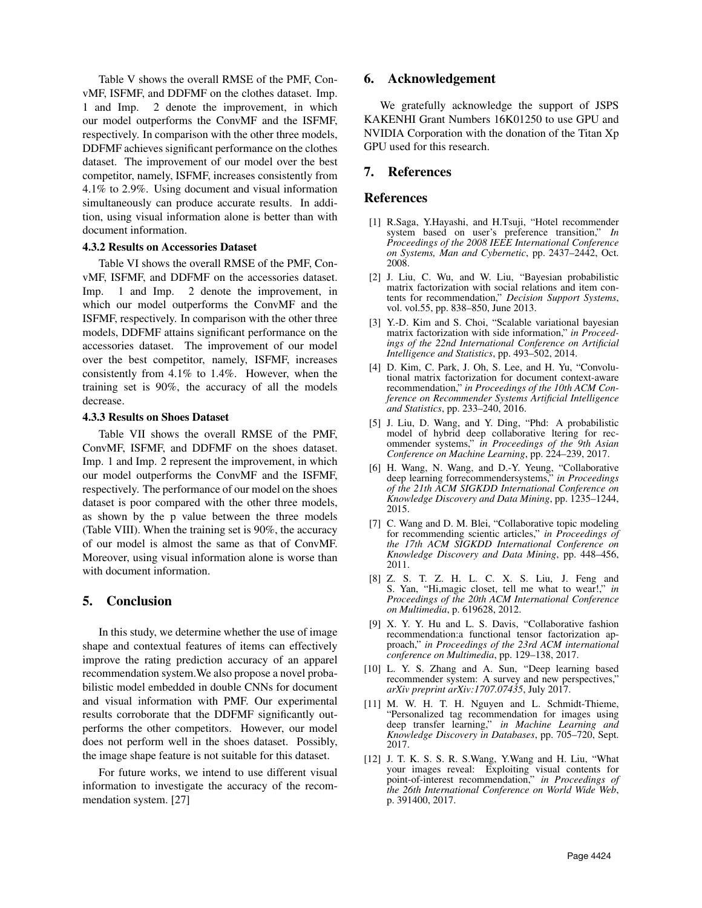Table V shows the overall RMSE of the PMF, ConvMF, ISFMF, and DDFMF on the clothes dataset. Imp. 1 and Imp. 2 denote the improvement, in which our model outperforms the ConvMF and the ISFMF, respectively. In comparison with the other three models, DDFMF achieves significant performance on the clothes dataset. The improvement of our model over the best competitor, namely, ISFMF, increases consistently from 4.1% to 2.9%. Using document and visual information simultaneously can produce accurate results. In addition, using visual information alone is better than with document information.

#### 4.3.2 Results on Accessories Dataset

Table VI shows the overall RMSE of the PMF, ConvMF, ISFMF, and DDFMF on the accessories dataset. Imp. 1 and Imp. 2 denote the improvement, in which our model outperforms the ConvMF and the ISFMF, respectively. In comparison with the other three models, DDFMF attains significant performance on the accessories dataset. The improvement of our model over the best competitor, namely, ISFMF, increases consistently from 4.1% to 1.4%. However, when the training set is 90%, the accuracy of all the models decrease.

#### 4.3.3 Results on Shoes Dataset

Table VII shows the overall RMSE of the PMF, ConvMF, ISFMF, and DDFMF on the shoes dataset. Imp. 1 and Imp. 2 represent the improvement, in which our model outperforms the ConvMF and the ISFMF, respectively. The performance of our model on the shoes dataset is poor compared with the other three models, as shown by the p value between the three models (Table VIII). When the training set is 90%, the accuracy of our model is almost the same as that of ConvMF. Moreover, using visual information alone is worse than with document information.

## 5. Conclusion

In this study, we determine whether the use of image shape and contextual features of items can effectively improve the rating prediction accuracy of an apparel recommendation system.We also propose a novel probabilistic model embedded in double CNNs for document and visual information with PMF. Our experimental results corroborate that the DDFMF significantly outperforms the other competitors. However, our model does not perform well in the shoes dataset. Possibly, the image shape feature is not suitable for this dataset.

For future works, we intend to use different visual information to investigate the accuracy of the recommendation system. [27]

## 6. Acknowledgement

We gratefully acknowledge the support of JSPS KAKENHI Grant Numbers 16K01250 to use GPU and NVIDIA Corporation with the donation of the Titan Xp GPU used for this research.

## 7. References

## References

[1] R.Saga, Y.Hayashi, and H.Tsuji, "Hotel recommender system based on user's preference transition," *In Proceedings of the 2008 IEEE International Conference on Systems, Man and Cybernetic*, pp. 2437–2442, Oct. 2008.

[2] J. Liu, C. Wu, and W. Liu, "Bayesian probabilistic matrix factorization with social relations and item contents for recommendation," *Decision Support Systems*, vol. vol.55, pp. 838–850, June 2013.

[3] Y.-D. Kim and S. Choi, "Scalable variational bayesian matrix factorization with side information," *in Proceedings of the 22nd International Conference on Artificial Intelligence and Statistics*, pp. 493–502, 2014.

[4] D. Kim, C. Park, J. Oh, S. Lee, and H. Yu, "Convolutional matrix factorization for document context-aware recommendation," *in Proceedings of the 10th ACM Conference on Recommender Systems Artificial Intelligence and Statistics*, pp. 233–240, 2016.

[5] J. Liu, D. Wang, and Y. Ding, "Phd: A probabilistic model of hybrid deep collaborative ltering for recommender systems," *in Proceedings of the 9th Asian Conference on Machine Learning*, pp. 224–239, 2017.

[6] H. Wang, N. Wang, and D.-Y. Yeung, "Collaborative deep learning forrecommendersystems," *in Proceedings of the 21th ACM SIGKDD International Conference on Knowledge Discovery and Data Mining*, pp. 1235–1244, 2015.

[7] C. Wang and D. M. Blei, "Collaborative topic modeling for recommending scientic articles," *in Proceedings of the 17th ACM SIGKDD International Conference on Knowledge Discovery and Data Mining*, pp. 448–456, 2011.

[8] Z. S. T. Z. H. L. C. X. S. Liu, J. Feng and S. Yan, "Hi,magic closet, tell me what to wear!," *in Proceedings of the 20th ACM International Conference on Multimedia*, p. 619628, 2012.

[9] X. Y. Y. Hu and L. S. Davis, "Collaborative fashion recommendation:a functional tensor factorization approach," *in Proceedings of the 23rd ACM international conference on Multimedia*, pp. 129–138, 2017.

[10] L. Y. S. Zhang and A. Sun, "Deep learning based recommender system: A survey and new perspectives," *arXiv preprint arXiv:1707.07435*, July 2017.

[11] M. W. H. T. H. Nguyen and L. Schmidt-Thieme, "Personalized tag recommendation for images using deep transfer learning," *in Machine Learning and Knowledge Discovery in Databases*, pp. 705–720, Sept. 2017.

[12] J. T. K. S. S. R. S.Wang, Y.Wang and H. Liu, "What your images reveal: Exploiting visual contents for point-of-interest recommendation," *in Proceedings of the 26th International Conference on World Wide Web*, p. 391400, 2017.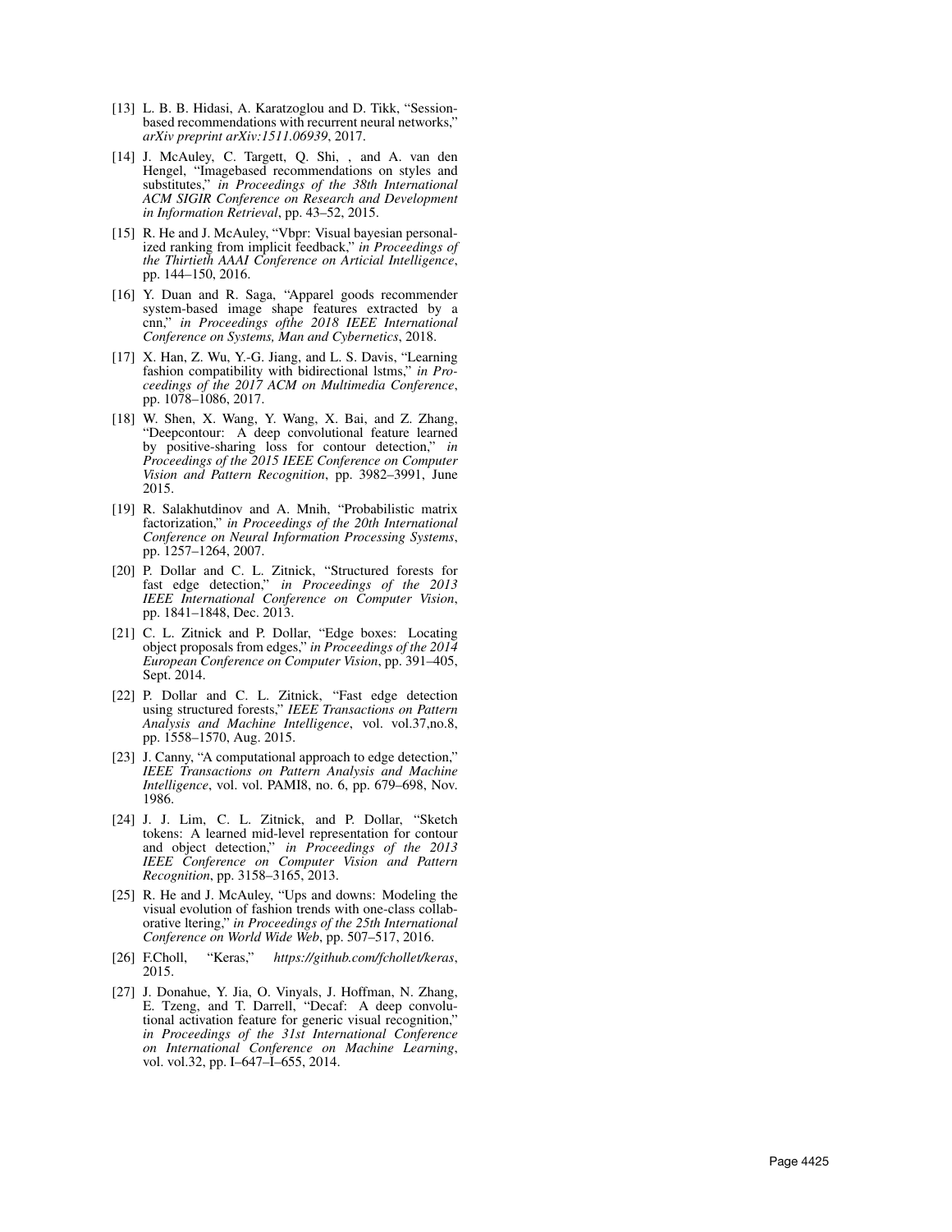[13] L. B. B. Hidasi, A. Karatzoglou and D. Tikk, "Session-based recommendations with recurrent neural networks," *arXiv preprint arXiv:1511.06939*, 2017.

[14] J. McAuley, C. Targett, Q. Shi, , and A. van den Hengel, "Imagebased recommendations on styles and substitutes," *in Proceedings of the 38th International ACM SIGIR Conference on Research and Development in Information Retrieval*, pp. 43–52, 2015.

[15] R. He and J. McAuley, "Vbpr: Visual bayesian personalized ranking from implicit feedback," *in Proceedings of the Thirtieth AAAI Conference on Articial Intelligence*, pp. 144–150, 2016.

[16] Y. Duan and R. Saga, "Apparel goods recommender system-based image shape features extracted by a cnn," *in Proceedings ofthe 2018 IEEE International Conference on Systems, Man and Cybernetics*, 2018.

[17] X. Han, Z. Wu, Y.-G. Jiang, and L. S. Davis, "Learning fashion compatibility with bidirectional lstms," *in Proceedings of the 2017 ACM on Multimedia Conference*, pp. 1078–1086, 2017.

[18] W. Shen, X. Wang, Y. Wang, X. Bai, and Z. Zhang, "Deepcontour: A deep convolutional feature learned by positive-sharing loss for contour detection," *in Proceedings of the 2015 IEEE Conference on Computer Vision and Pattern Recognition*, pp. 3982–3991, June 2015.

[19] R. Salakhutdinov and A. Mnih, "Probabilistic matrix factorization," *in Proceedings of the 20th International Conference on Neural Information Processing Systems*, pp. 1257–1264, 2007.

[20] P. Dollar and C. L. Zitnick, "Structured forests for fast edge detection," *in Proceedings of the 2013 IEEE International Conference on Computer Vision*, pp. 1841–1848, Dec. 2013.

[21] C. L. Zitnick and P. Dollar, "Edge boxes: Locating object proposals from edges," *in Proceedings of the 2014 European Conference on Computer Vision*, pp. 391–405, Sept. 2014.

[22] P. Dollar and C. L. Zitnick, "Fast edge detection using structured forests," *IEEE Transactions on Pattern Analysis and Machine Intelligence*, vol. vol.37,no.8, pp. 1558–1570, Aug. 2015.

[23] J. Canny, "A computational approach to edge detection," *IEEE Transactions on Pattern Analysis and Machine Intelligence*, vol. vol. PAMI8, no. 6, pp. 679–698, Nov. 1986.

[24] J. J. Lim, C. L. Zitnick, and P. Dollar, "Sketch tokens: A learned mid-level representation for contour and object detection," *in Proceedings of the 2013 IEEE Conference on Computer Vision and Pattern Recognition*, pp. 3158–3165, 2013.

[25] R. He and J. McAuley, "Ups and downs: Modeling the visual evolution of fashion trends with one-class collaborative ltering," *in Proceedings of the 25th International Conference on World Wide Web*, pp. 507–517, 2016.

[26] F.Choll, "Keras," *https://github.com/fchollet/keras*, 2015.

[27] J. Donahue, Y. Jia, O. Vinyals, J. Hoffman, N. Zhang, E. Tzeng, and T. Darrell, "Decaf: A deep convolutional activation feature for generic visual recognition," *in Proceedings of the 31st International Conference on International Conference on Machine Learning*, vol. vol.32, pp. I–647–I–655, 2014.